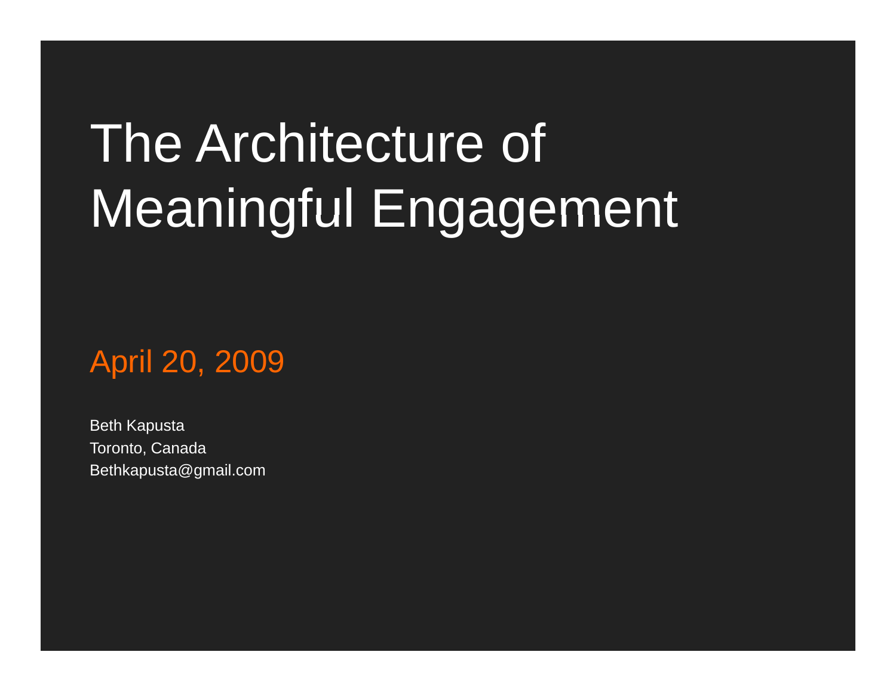# The Architecture of Meaningful Engagement

April 20, 2009

Beth Kapusta
Toronto, Canada
Bethkapusta@gmail.com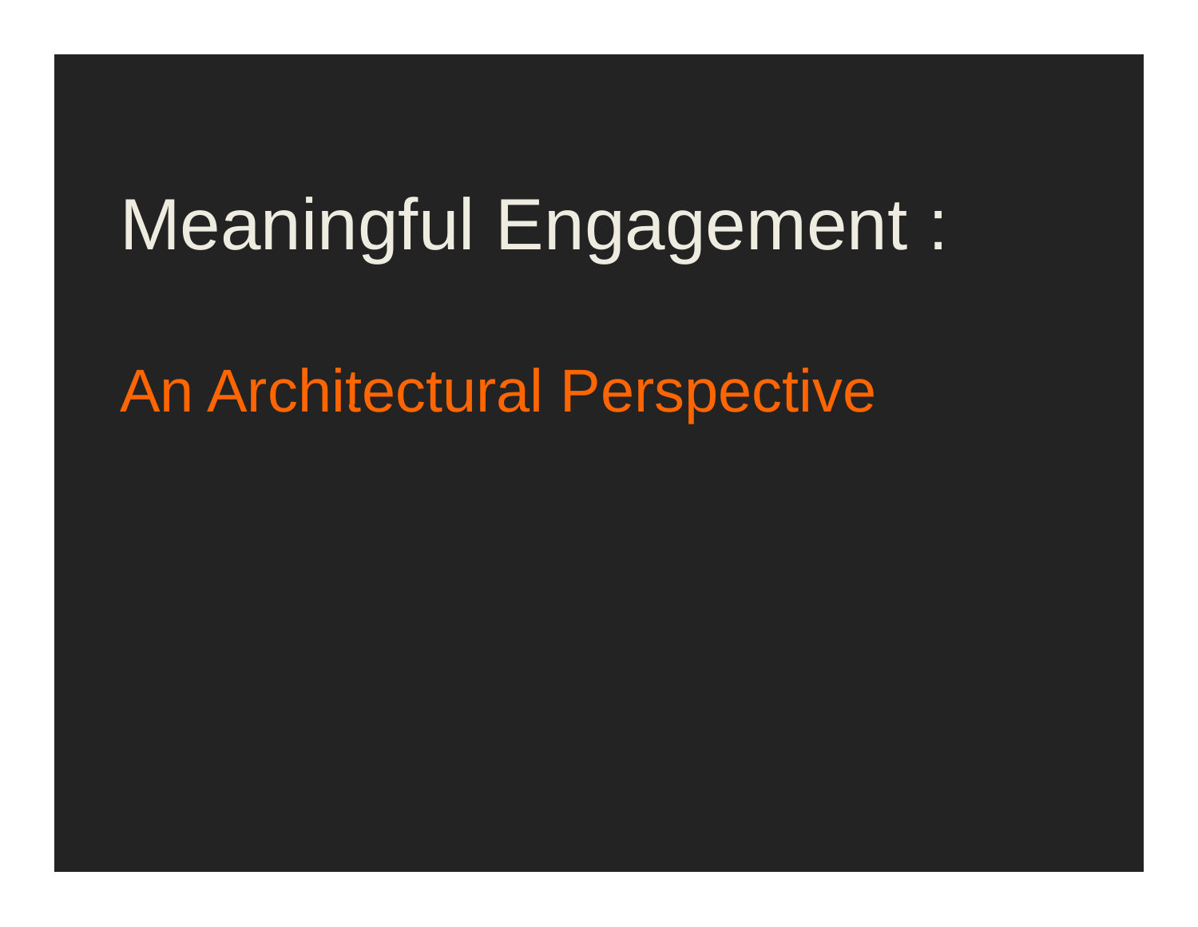# Meaningful Engagement :

## An Architectural Perspective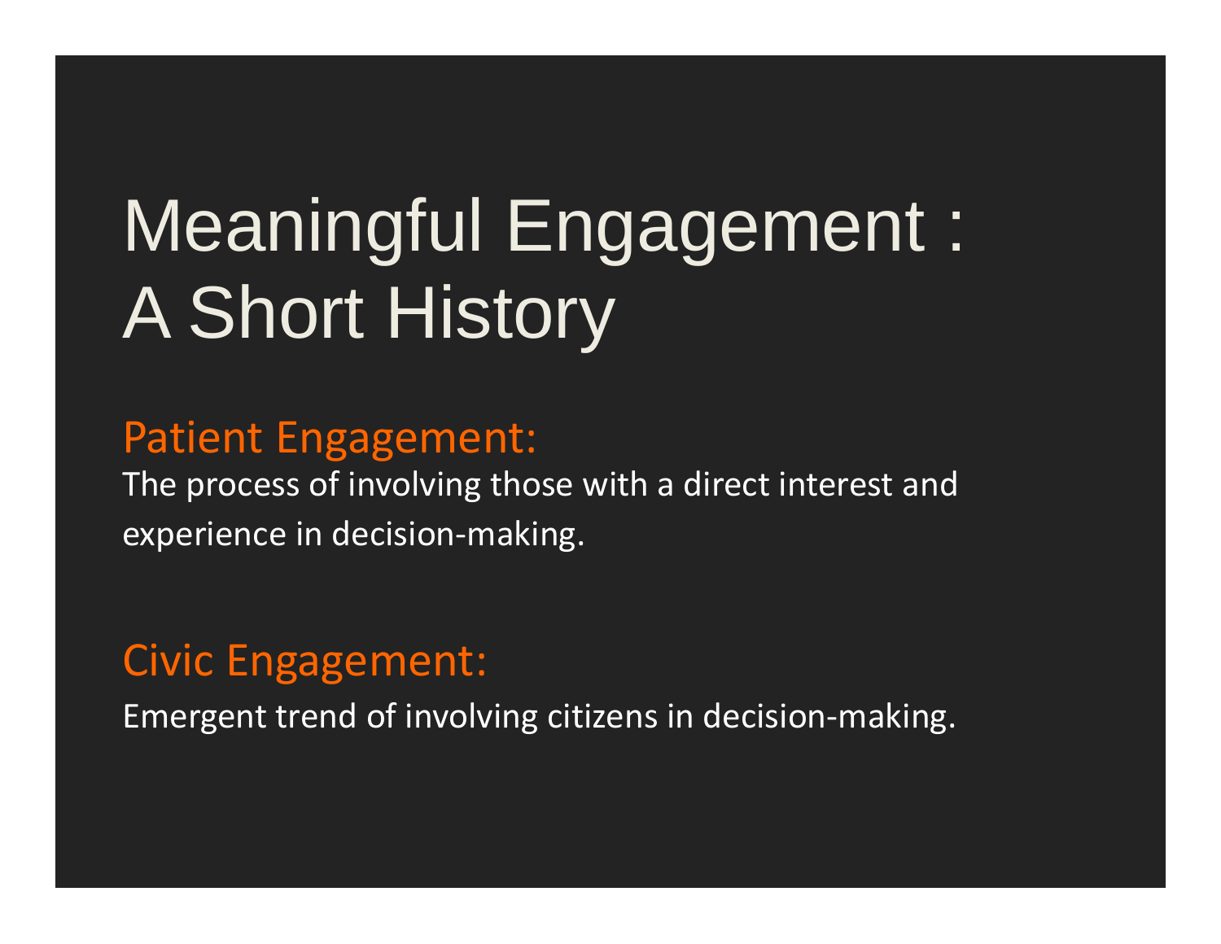# Meaningful Engagement : A Short History

## Patient Engagement:

The process of involving those with a direct interest and experience in decision-making.

## Civic Engagement:

Emergent trend of involving citizens in decision-making.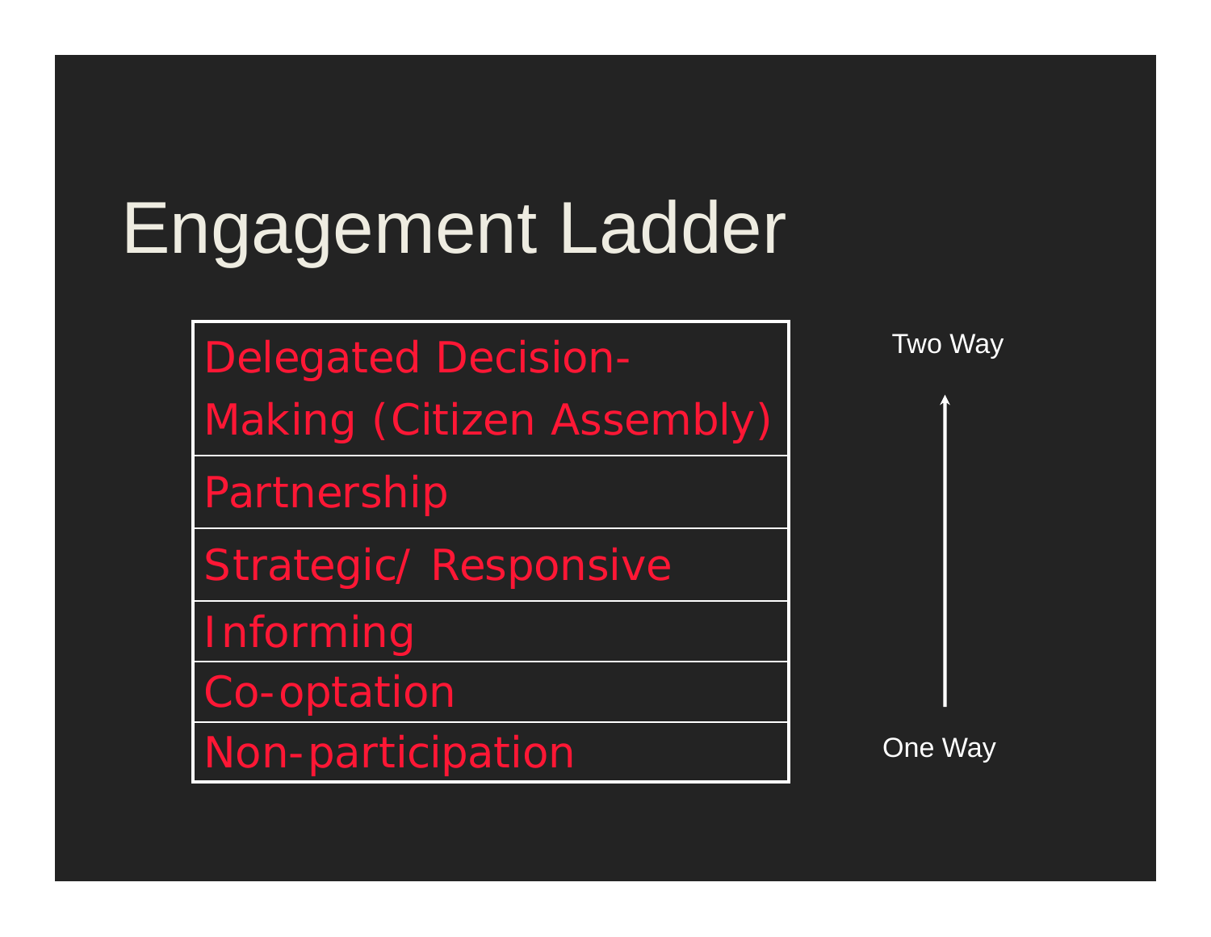# Engagement Ladder

| Engagement Ladder |
| --- |
| Delegated Decision-Making (Citizen Assembly) |
| Partnership |
| Strategic/ Responsive |
| Informing |
| Co-optation |
| Non-participation |

Two Way

↑

One Way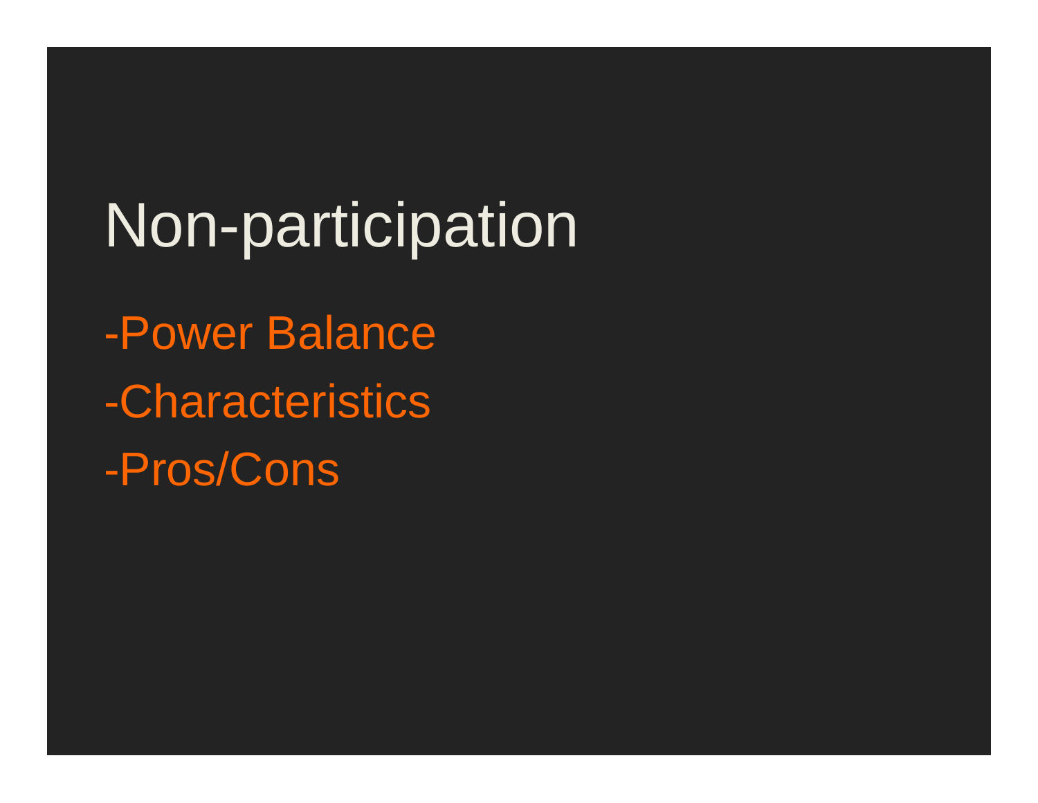# Non-participation

-Power Balance

-Characteristics

-Pros/Cons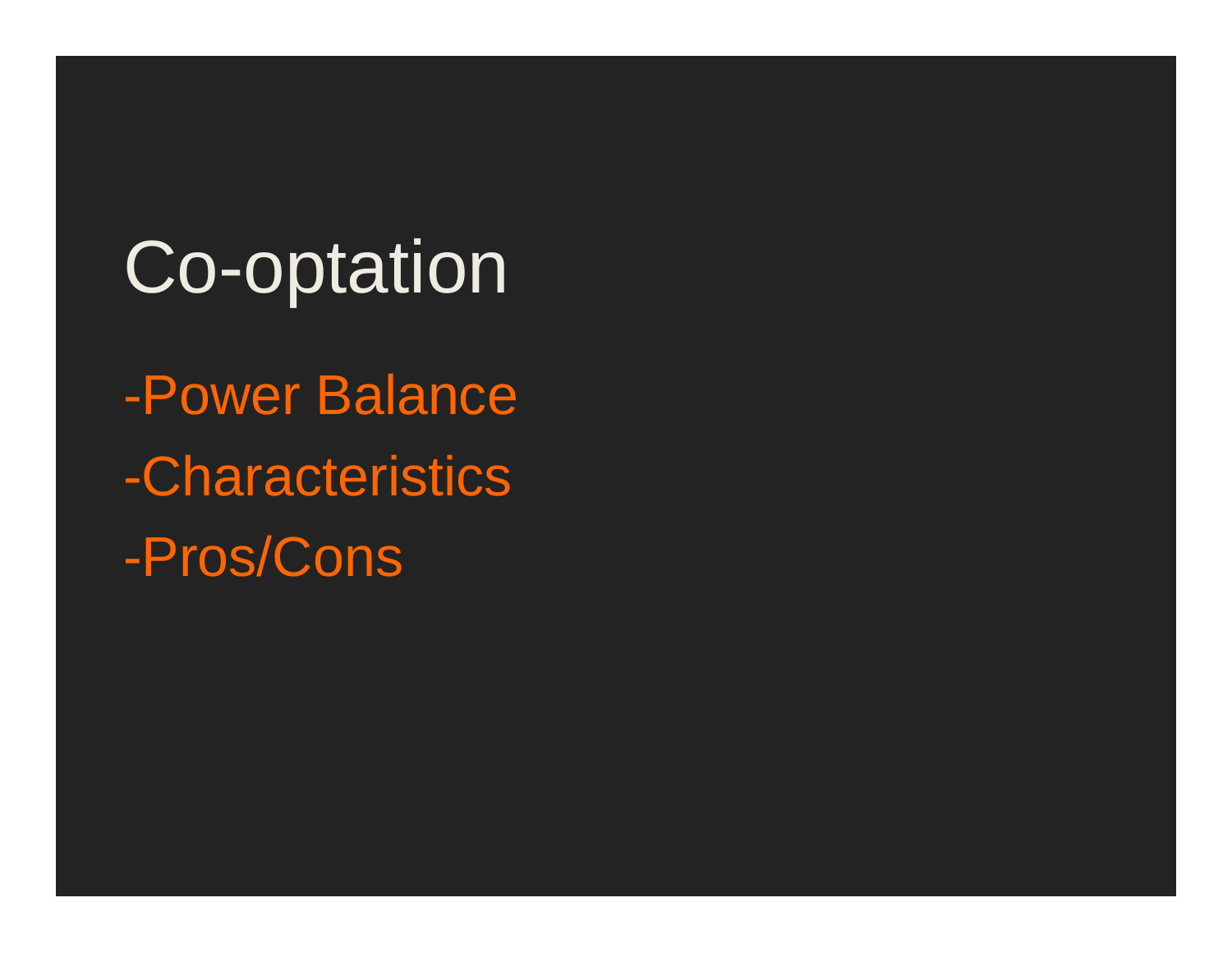# Co-optation

-Power Balance

-Characteristics

-Pros/Cons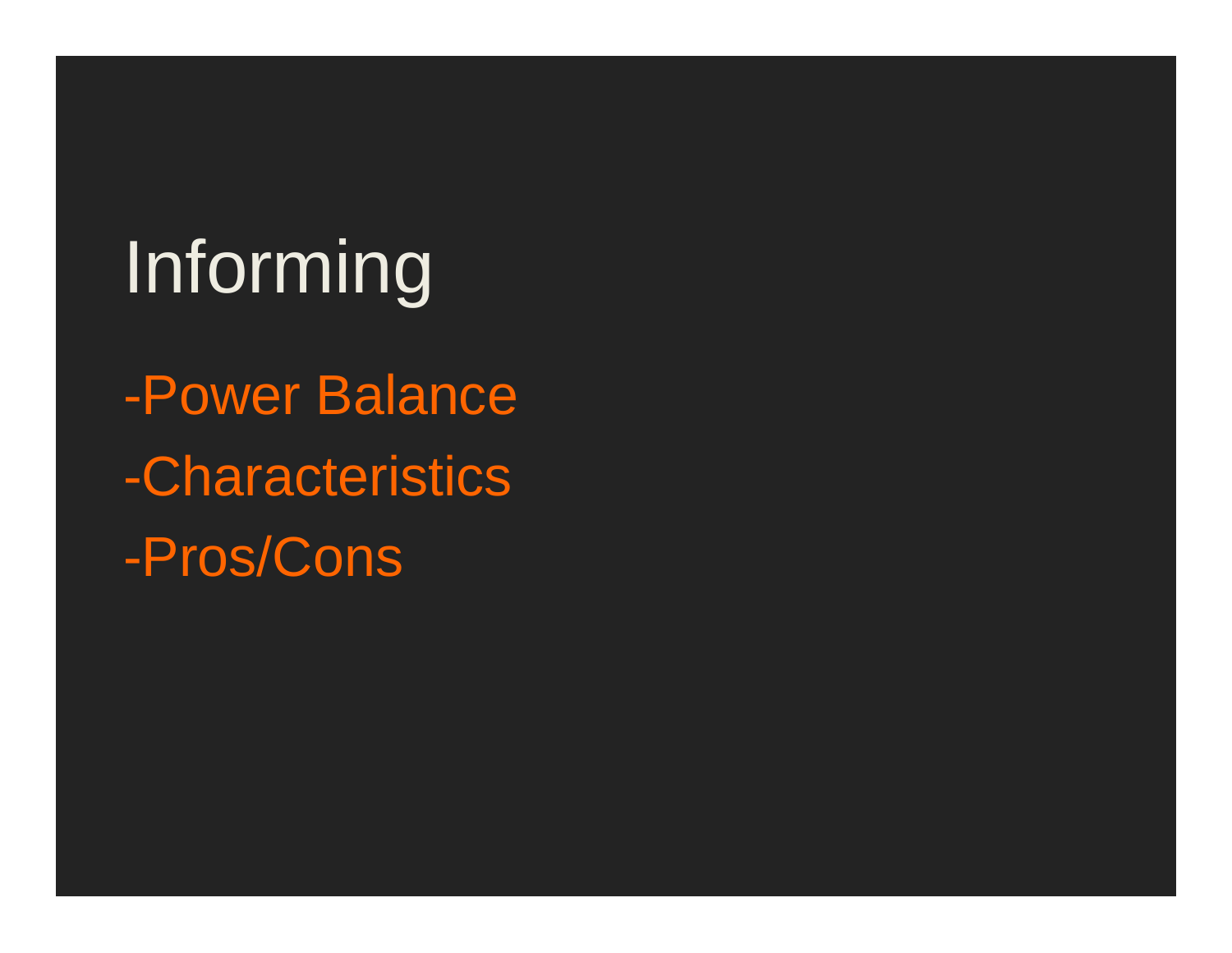# Informing

-Power Balance

-Characteristics

-Pros/Cons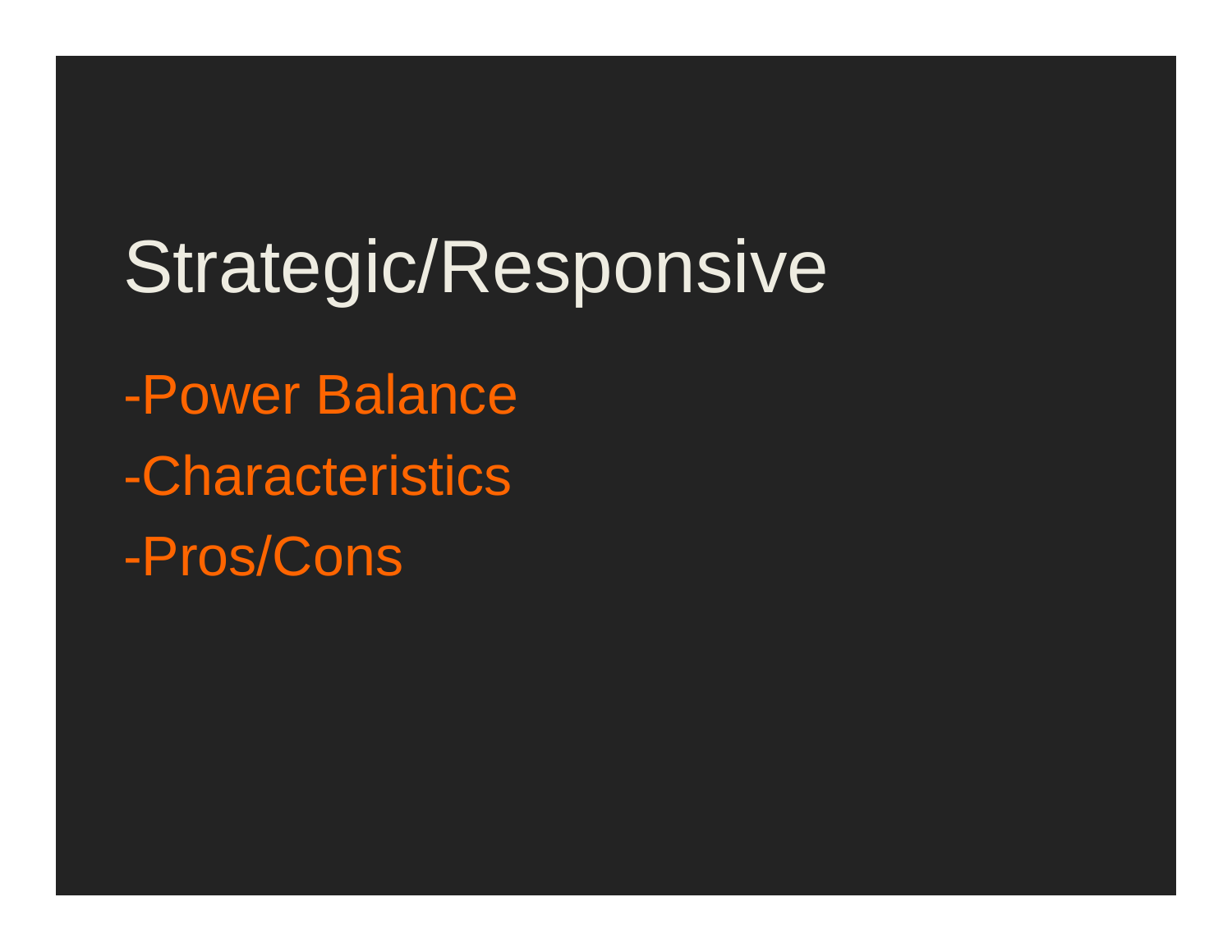# Strategic/Responsive

-Power Balance

-Characteristics

-Pros/Cons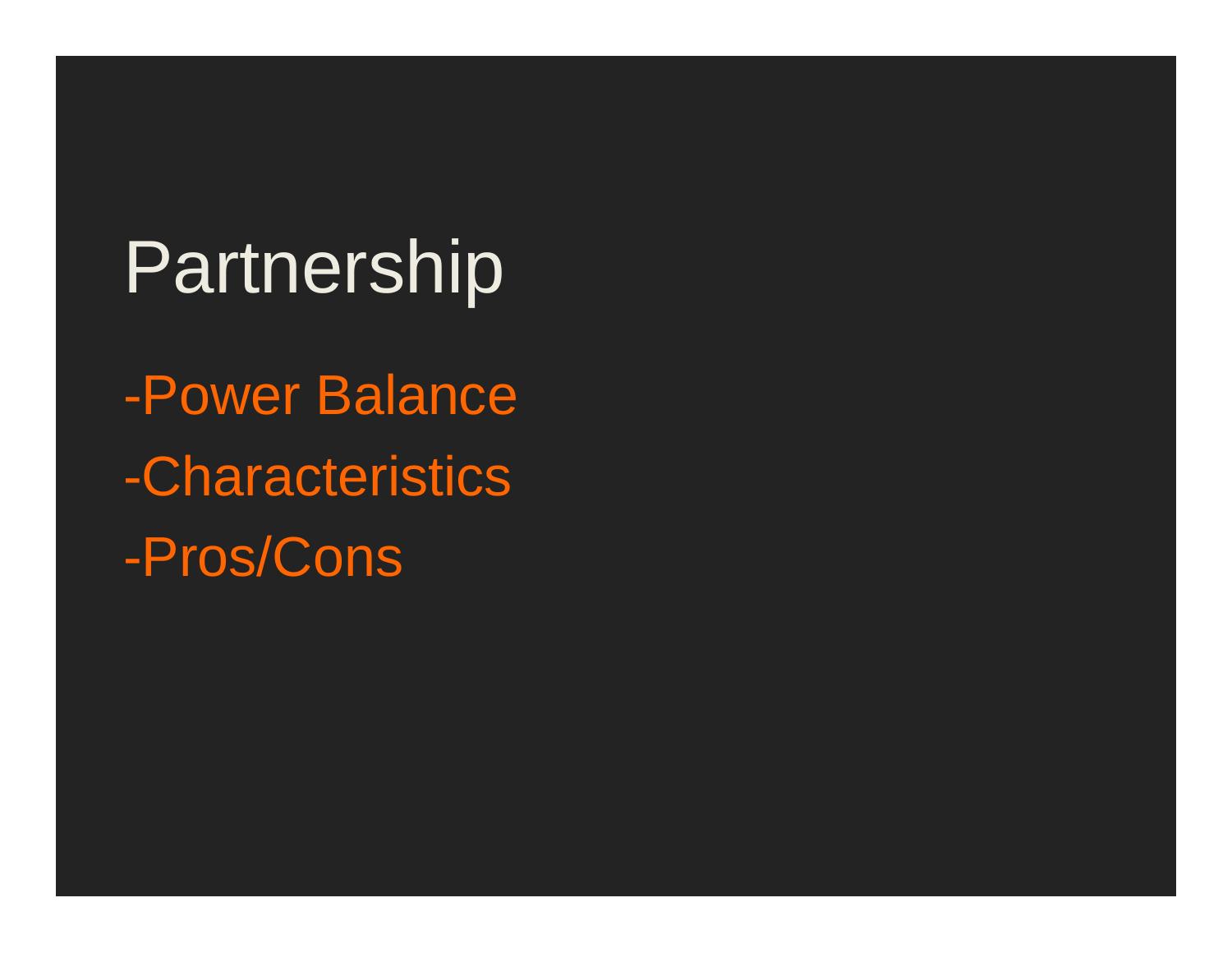# Partnership

-Power Balance

-Characteristics

-Pros/Cons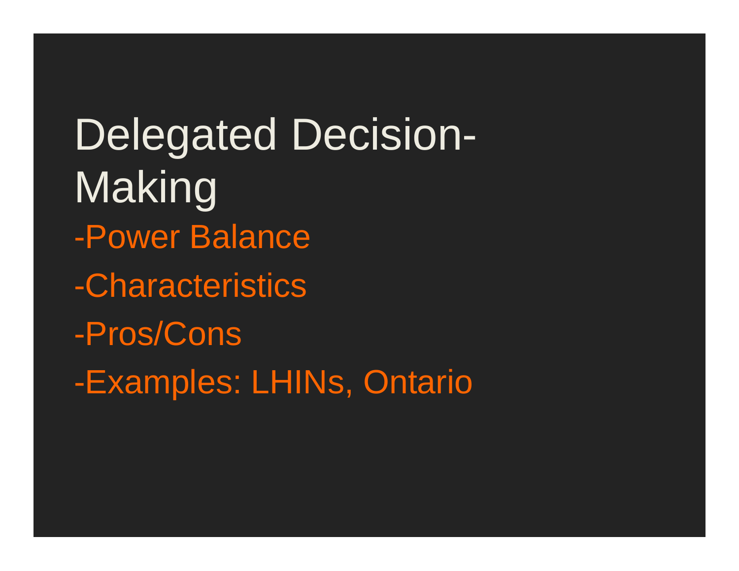# Delegated Decision-Making

-Power Balance

-Characteristics

-Pros/Cons

-Examples: LHINs, Ontario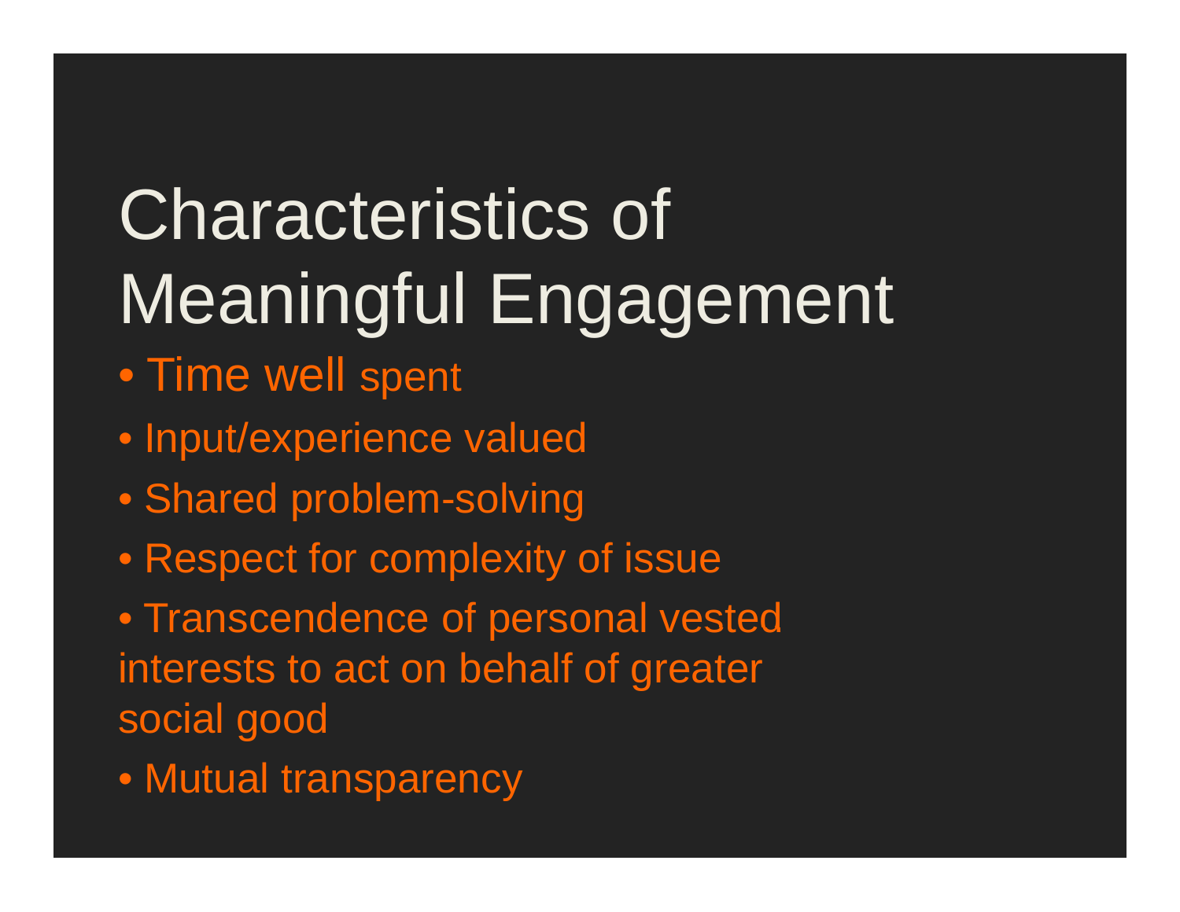# Characteristics of Meaningful Engagement

- Time well spent
- Input/experience valued
- Shared problem-solving
- Respect for complexity of issue
- Transcendence of personal vested interests to act on behalf of greater social good
- Mutual transparency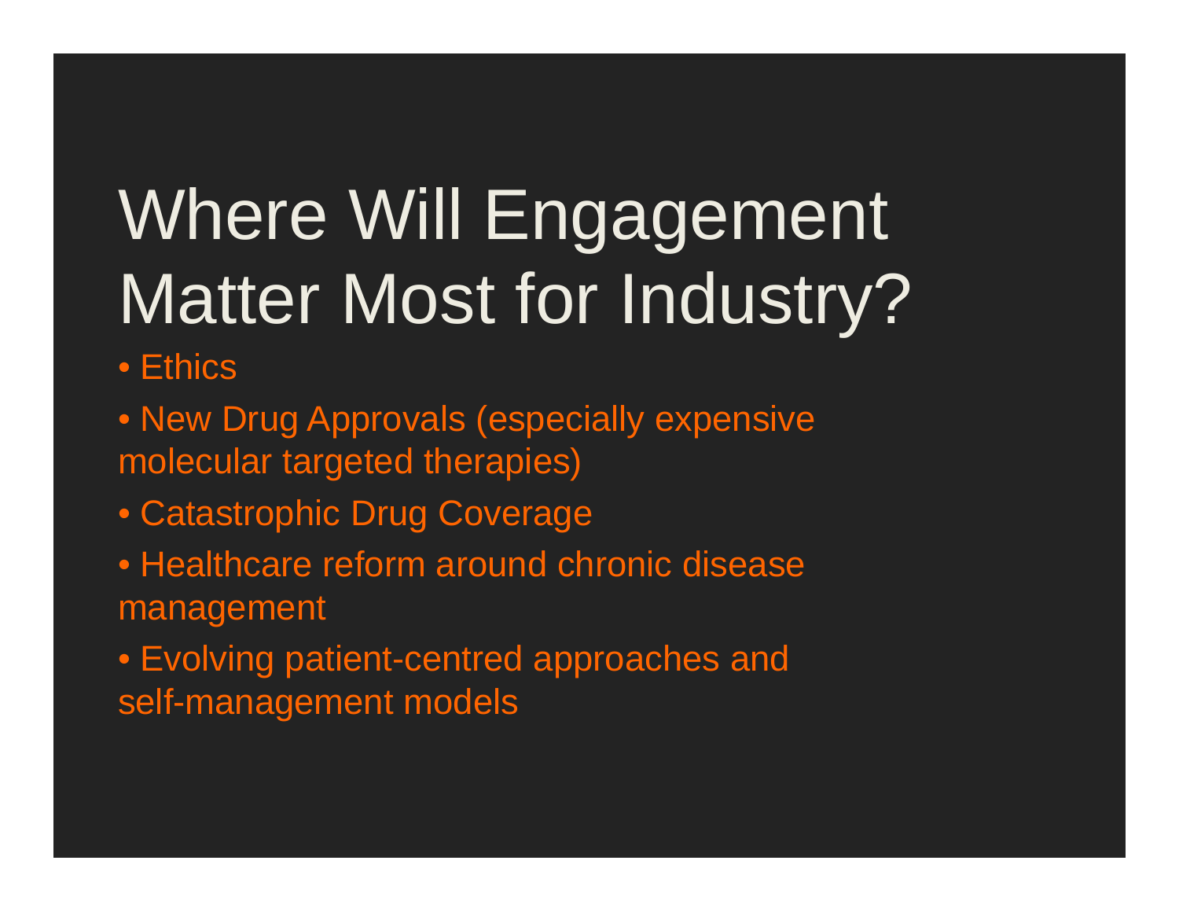# Where Will Engagement Matter Most for Industry?

- Ethics
- New Drug Approvals (especially expensive molecular targeted therapies)
- Catastrophic Drug Coverage
- Healthcare reform around chronic disease management
- Evolving patient-centred approaches and self-management models